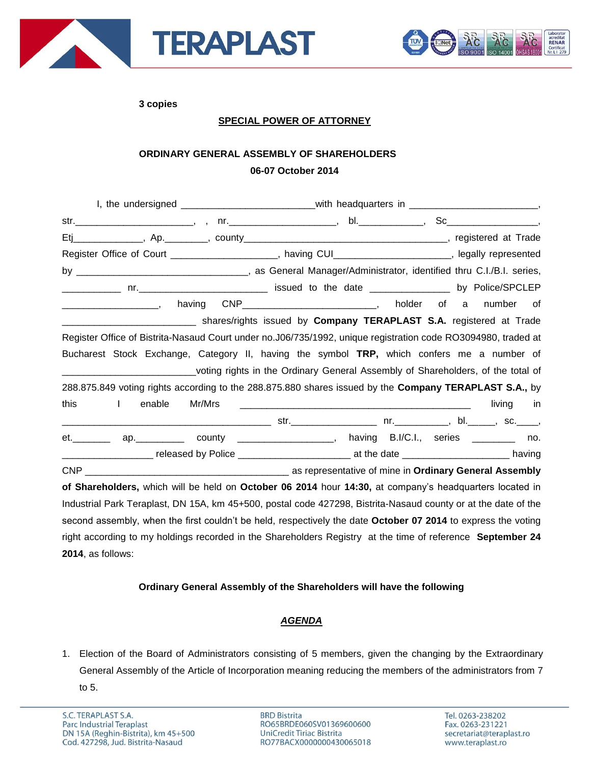**3 copies**

**SPECIAL POWER OF ATTORNEY**

**ORDINARY GENERAL ASSEMBLY OF SHAREHOLDERS**

**06-07 October 2014**

I, the undersigned ________________________with headquarters in ______________________, str.______________________, , nr.___________________, bl.___________, Sc________________, Etj____________, Ap.________, county____________________________________, registered at Trade Register Office of Court ___________________, having CUI_____________________, legally represented by ______________________________, as General Manager/Administrator, identified thru C.I./B.I. series, __________ nr.______________________ issued to the date ______________ by Police/SPCLEP _________________, having CNP_______________________, holder of a number of _______________________ shares/rights issued by **Company TERAPLAST S.A.** registered at Trade Register Office of Bistrita-Nasaud Court under no.J06/735/1992, unique registration code RO3094980, traded at Bucharest Stock Exchange, Category II, having the symbol **TRP,** which confers me a number of _______________________voting rights in the Ordinary General Assembly of Shareholders, of the total of 288.875.849 voting rights according to the 288.875.880 shares issued by the **Company TERAPLAST S.A.,** by this I enable Mr/Mrs __________________________________________ living in _____________________________________ str.________________ nr.__________, bl._____, sc.____, et._______ ap._________ county _________________, having B.I/C.I., series ________ no. ________________ released by Police ____________________ at the date __________________ having CNP ______________________________________ as representative of mine in **Ordinary General Assembly of Shareholders,** which will be held on **October 06 2014** hour **14:30,** at company's headquarters located in Industrial Park Teraplast, DN 15A, km 45+500, postal code 427298, Bistrita-Nasaud county or at the date of the second assembly, when the first couldn't be held, respectively the date **October 07 2014** to express the voting right according to my holdings recorded in the Shareholders Registry at the time of reference **September 24 2014**, as follows:

**Ordinary General Assembly of the Shareholders will have the following**

***AGENDA***

1. Election of the Board of Administrators consisting of 5 members, given the changing by the Extraordinary General Assembly of the Article of Incorporation meaning reducing the members of the administrators from 7 to 5.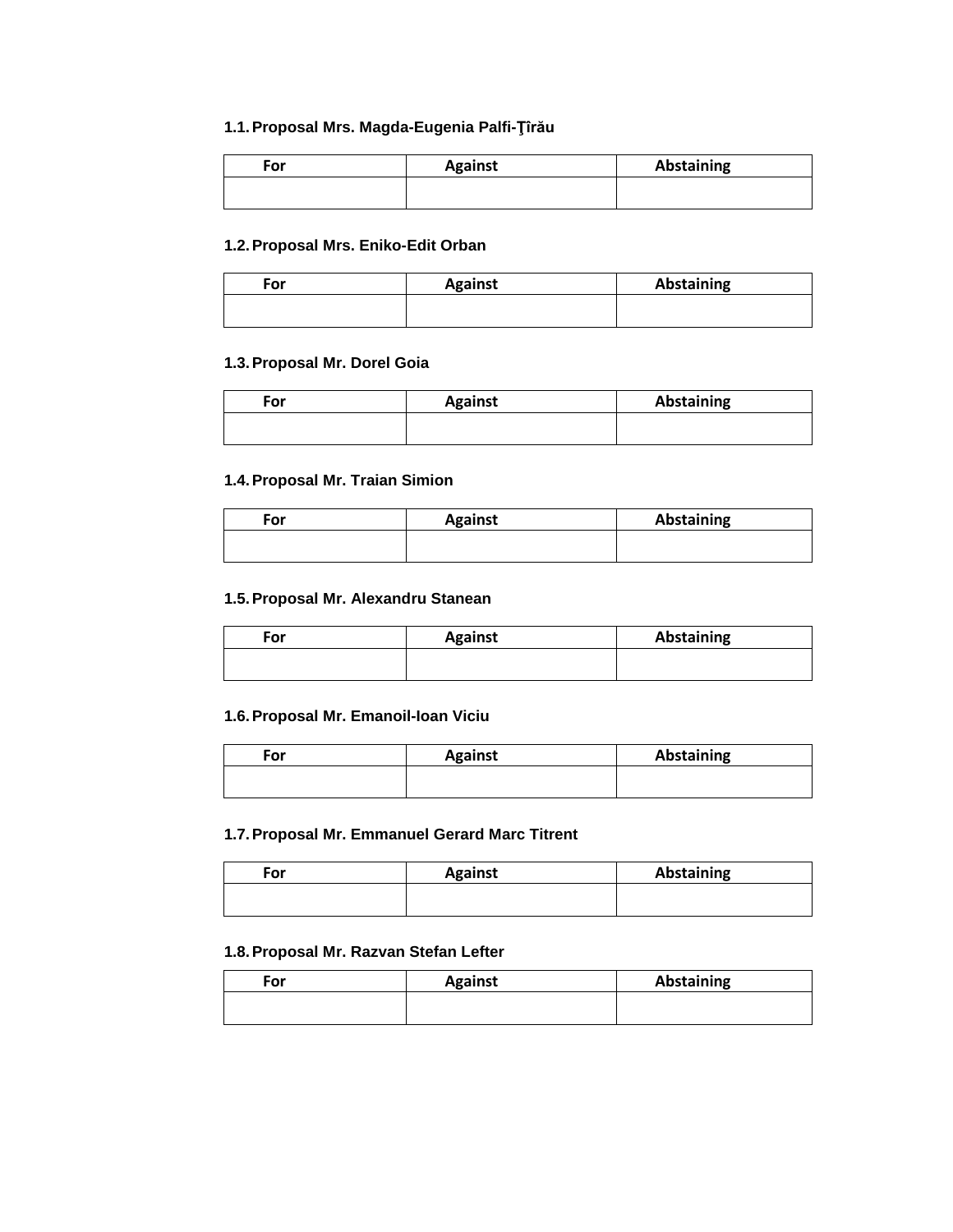**1.1. Proposal Mrs. Magda-Eugenia Palfi-Ţîrău**

| For | Against | Abstaining |
|---|---|---|
| | | |

**1.2. Proposal Mrs. Eniko-Edit Orban**

| For | Against | Abstaining |
|---|---|---|
| | | |

**1.3. Proposal Mr. Dorel Goia**

| For | Against | Abstaining |
|---|---|---|
| | | |

**1.4. Proposal Mr. Traian Simion**

| For | Against | Abstaining |
|---|---|---|
| | | |

**1.5. Proposal Mr. Alexandru Stanean**

| For | Against | Abstaining |
|---|---|---|
| | | |

**1.6. Proposal Mr. Emanoil-Ioan Viciu**

| For | Against | Abstaining |
|---|---|---|
| | | |

**1.7. Proposal Mr. Emmanuel Gerard Marc Titrent**

| For | Against | Abstaining |
|---|---|---|
| | | |

**1.8. Proposal Mr. Razvan Stefan Lefter**

| For | Against | Abstaining |
|---|---|---|
| | | |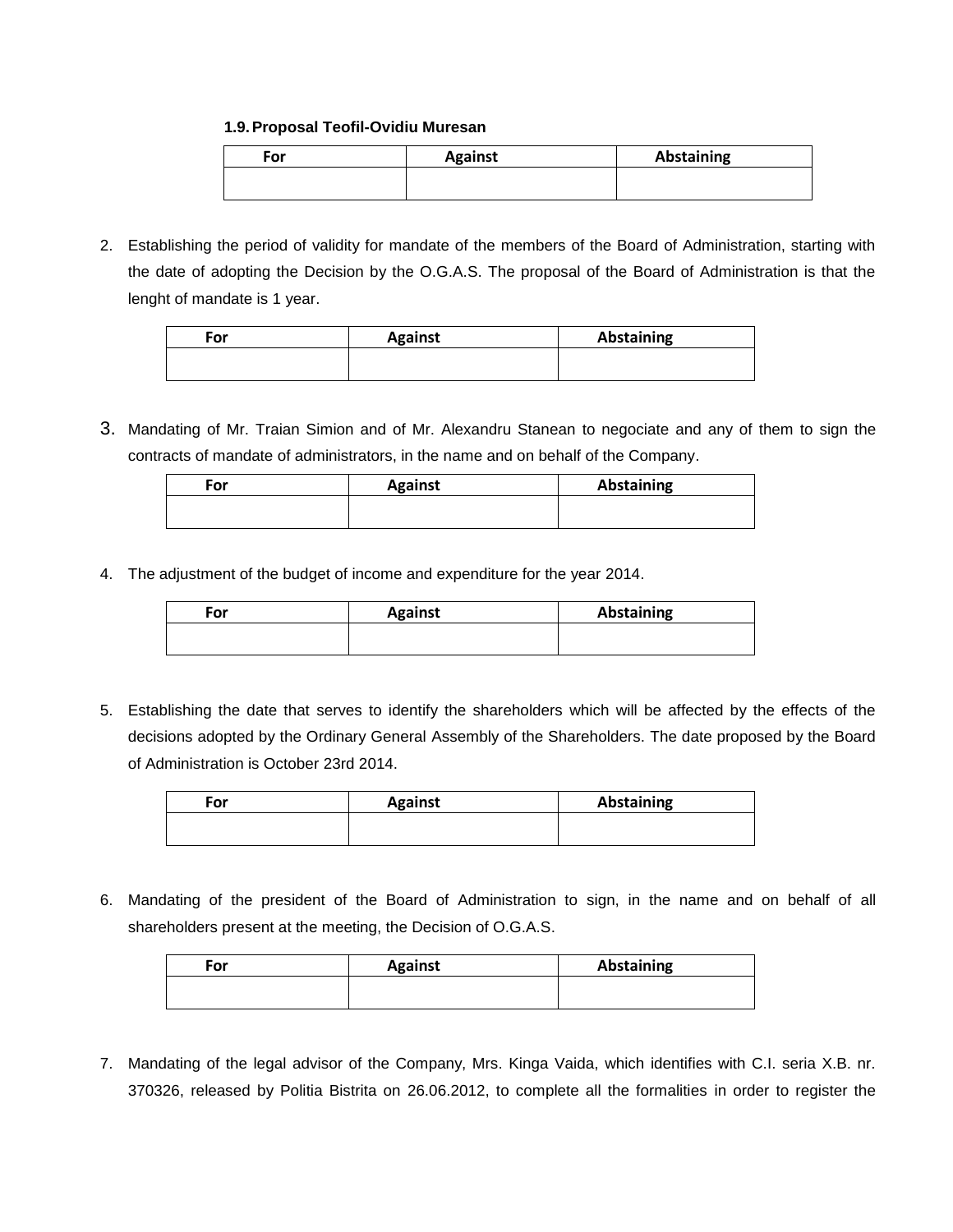**1.9. Proposal Teofil-Ovidiu Muresan**

| For | Against | Abstaining |
|---|---|---|
| | | |

2. Establishing the period of validity for mandate of the members of the Board of Administration, starting with the date of adopting the Decision by the O.G.A.S. The proposal of the Board of Administration is that the lenght of mandate is 1 year.

| For | Against | Abstaining |
|---|---|---|
| | | |

3. Mandating of Mr. Traian Simion and of Mr. Alexandru Stanean to negociate and any of them to sign the contracts of mandate of administrators, in the name and on behalf of the Company.

| For | Against | Abstaining |
|---|---|---|
| | | |

4. The adjustment of the budget of income and expenditure for the year 2014.

| For | Against | Abstaining |
|---|---|---|
| | | |

5. Establishing the date that serves to identify the shareholders which will be affected by the effects of the decisions adopted by the Ordinary General Assembly of the Shareholders. The date proposed by the Board of Administration is October 23rd 2014.

| For | Against | Abstaining |
|---|---|---|
| | | |

6. Mandating of the president of the Board of Administration to sign, in the name and on behalf of all shareholders present at the meeting, the Decision of O.G.A.S.

| For | Against | Abstaining |
|---|---|---|
| | | |

7. Mandating of the legal advisor of the Company, Mrs. Kinga Vaida, which identifies with C.I. seria X.B. nr. 370326, released by Politia Bistrita on 26.06.2012, to complete all the formalities in order to register the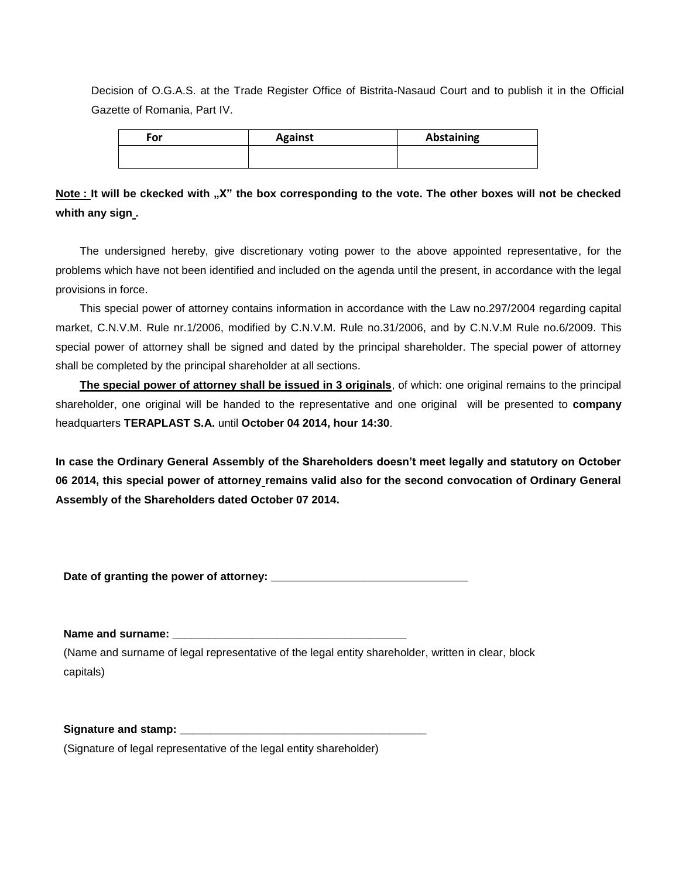Decision of O.G.A.S. at the Trade Register Office of Bistrita-Nasaud Court and to publish it in the Official Gazette of Romania, Part IV.

| For | Against | Abstaining |
| --- | --- | --- |
| | | |

**Note : It will be ckecked with „X" the box corresponding to the vote. The other boxes will not be checked whith any sign .**

The undersigned hereby, give discretionary voting power to the above appointed representative, for the problems which have not been identified and included on the agenda until the present, in accordance with the legal provisions in force.

This special power of attorney contains information in accordance with the Law no.297/2004 regarding capital market, C.N.V.M. Rule nr.1/2006, modified by C.N.V.M. Rule no.31/2006, and by C.N.V.M Rule no.6/2009. This special power of attorney shall be signed and dated by the principal shareholder. The special power of attorney shall be completed by the principal shareholder at all sections.

**The special power of attorney shall be issued in 3 originals**, of which: one original remains to the principal shareholder, one original will be handed to the representative and one original will be presented to **company** headquarters **TERAPLAST S.A.** until **October 04 2014, hour 14:30**.

**In case the Ordinary General Assembly of the Shareholders doesn't meet legally and statutory on October 06 2014, this special power of attorney remains valid also for the second convocation of Ordinary General Assembly of the Shareholders dated October 07 2014.**

**Date of granting the power of attorney:** ________________________________

**Name and surname:** ______________________________________

(Name and surname of legal representative of the legal entity shareholder, written in clear, block capitals)

**Signature and stamp:** ________________________________________

(Signature of legal representative of the legal entity shareholder)